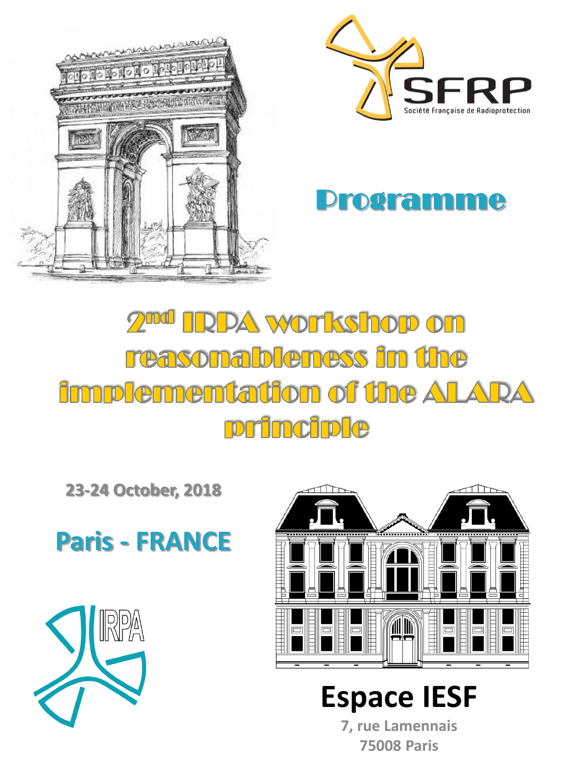SFRP

Société Française de Radioprotection

# Programme

# 2nd IRPA workshop on reasonableness in the implementation of the ALARA principle

**23-24 October, 2018**

**Paris - FRANCE**

IRPA

**Espace IESF**

**7, rue Lamennais**

**75008 Paris**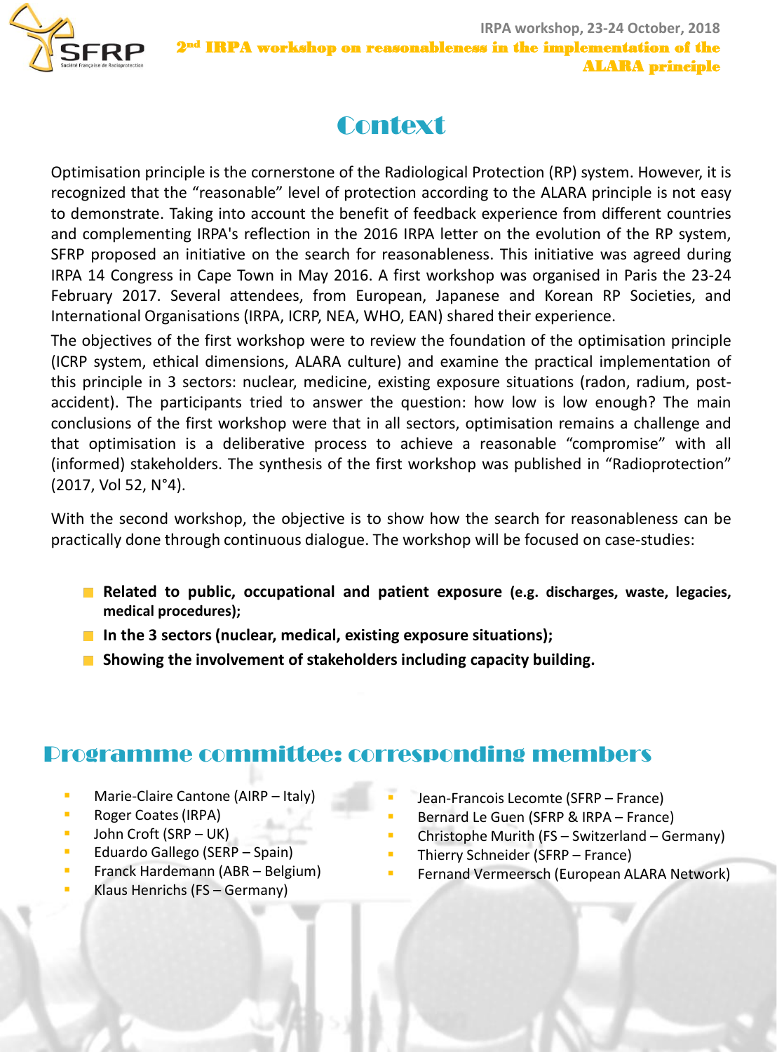# Context

Optimisation principle is the cornerstone of the Radiological Protection (RP) system. However, it is recognized that the "reasonable" level of protection according to the ALARA principle is not easy to demonstrate. Taking into account the benefit of feedback experience from different countries and complementing IRPA's reflection in the 2016 IRPA letter on the evolution of the RP system, SFRP proposed an initiative on the search for reasonableness. This initiative was agreed during IRPA 14 Congress in Cape Town in May 2016. A first workshop was organised in Paris the 23-24 February 2017. Several attendees, from European, Japanese and Korean RP Societies, and International Organisations (IRPA, ICRP, NEA, WHO, EAN) shared their experience.

The objectives of the first workshop were to review the foundation of the optimisation principle (ICRP system, ethical dimensions, ALARA culture) and examine the practical implementation of this principle in 3 sectors: nuclear, medicine, existing exposure situations (radon, radium, post-accident). The participants tried to answer the question: how low is low enough? The main conclusions of the first workshop were that in all sectors, optimisation remains a challenge and that optimisation is a deliberative process to achieve a reasonable "compromise" with all (informed) stakeholders. The synthesis of the first workshop was published in "Radioprotection" (2017, Vol 52, N°4).

With the second workshop, the objective is to show how the search for reasonableness can be practically done through continuous dialogue. The workshop will be focused on case-studies:

- **Related to public, occupational and patient exposure (e.g. discharges, waste, legacies, medical procedures);**
- **In the 3 sectors (nuclear, medical, existing exposure situations);**
- **Showing the involvement of stakeholders including capacity building.**

## Programme committee: corresponding members

- Marie-Claire Cantone (AIRP – Italy)
- Roger Coates (IRPA)
- John Croft (SRP – UK)
- Eduardo Gallego (SERP – Spain)
- Franck Hardemann (ABR – Belgium)
- Klaus Henrichs (FS – Germany)
- Jean-Francois Lecomte (SFRP – France)
- Bernard Le Guen (SFRP & IRPA – France)
- Christophe Murith (FS – Switzerland – Germany)
- Thierry Schneider (SFRP – France)
- Fernand Vermeersch (European ALARA Network)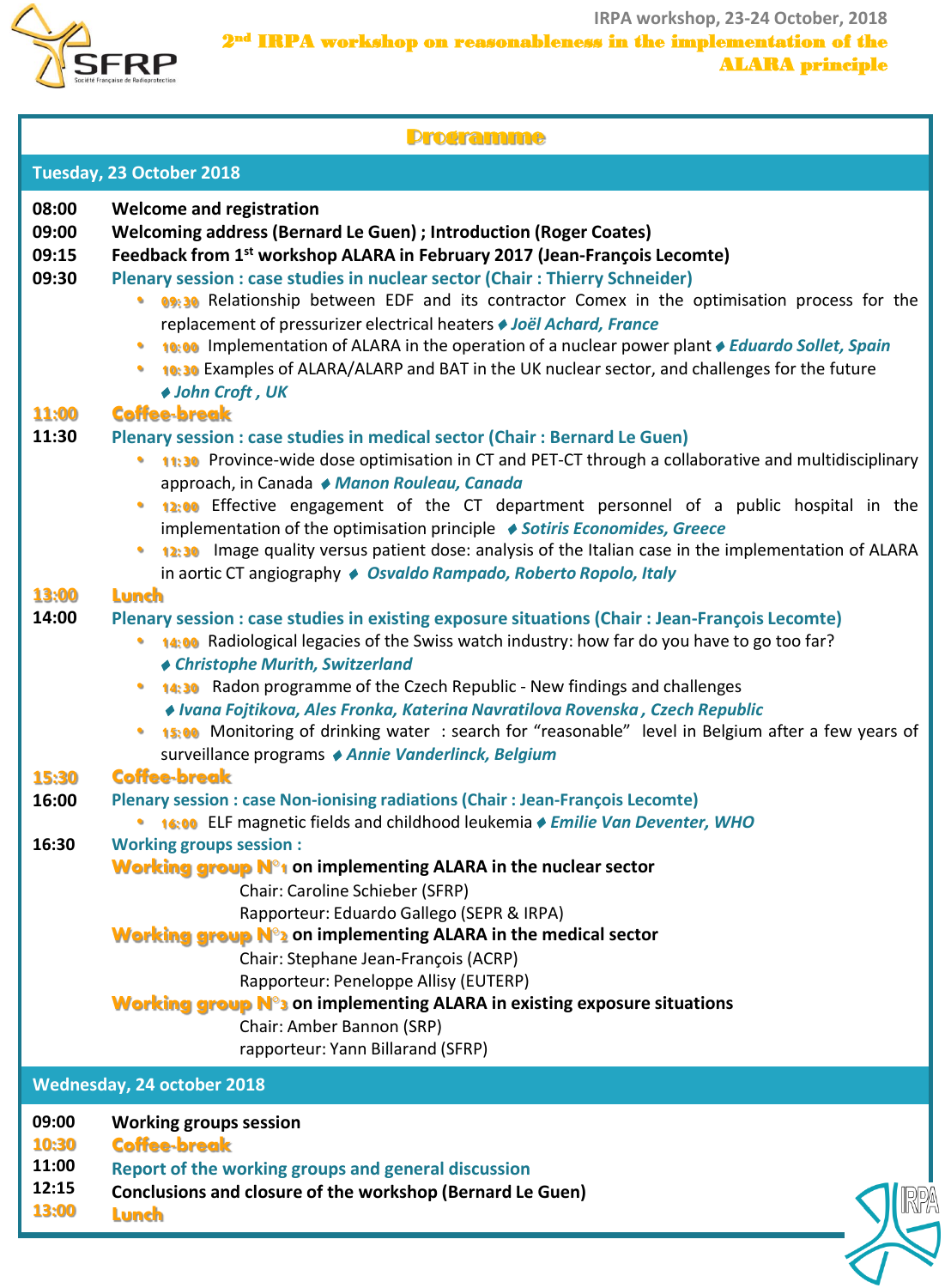IRPA workshop, 23-24 October, 2018

# 2nd IRPA workshop on reasonableness in the implementation of the ALARA principle

## Programme

### Tuesday, 23 October 2018

**08:00** **Welcome and registration**

**09:00** **Welcoming address (Bernard Le Guen) ; Introduction (Roger Coates)**

**09:15** **Feedback from 1st workshop ALARA in February 2017 (Jean-François Lecomte)**

**09:30** **Plenary session : case studies in nuclear sector (Chair : Thierry Schneider)**

- 09:30 Relationship between EDF and its contractor Comex in the optimisation process for the replacement of pressurizer electrical heaters ♦ *Joël Achard, France*
- 10:00 Implementation of ALARA in the operation of a nuclear power plant ♦ *Eduardo Sollet, Spain*
- 10:30 Examples of ALARA/ALARP and BAT in the UK nuclear sector, and challenges for the future ♦ *John Croft , UK*

**11:00** **Coffee-break**

**11:30** **Plenary session : case studies in medical sector (Chair : Bernard Le Guen)**

- 11:30 Province-wide dose optimisation in CT and PET-CT through a collaborative and multidisciplinary approach, in Canada ♦ *Manon Rouleau, Canada*
- 12:00 Effective engagement of the CT department personnel of a public hospital in the implementation of the optimisation principle ♦ *Sotiris Economides, Greece*
- 12:30 Image quality versus patient dose: analysis of the Italian case in the implementation of ALARA in aortic CT angiography ♦ *Osvaldo Rampado, Roberto Ropolo, Italy*

**13:00** **Lunch**

**14:00** **Plenary session : case studies in existing exposure situations (Chair : Jean-François Lecomte)**

- 14:00 Radiological legacies of the Swiss watch industry: how far do you have to go too far? ♦ *Christophe Murith, Switzerland*
- 14:30 Radon programme of the Czech Republic - New findings and challenges ♦ *Ivana Fojtikova, Ales Fronka, Katerina Navratilova Rovenska , Czech Republic*
- 15:00 Monitoring of drinking water : search for "reasonable" level in Belgium after a few years of surveillance programs ♦ *Annie Vanderlinck, Belgium*

**15:30** **Coffee-break**

**16:00** **Plenary session : case Non-ionising radiations (Chair : Jean-François Lecomte)**

- 16:00 ELF magnetic fields and childhood leukemia ♦ *Emilie Van Deventer, WHO*

**16:30** **Working groups session :**

**Working group N°1 on implementing ALARA in the nuclear sector**
Chair: Caroline Schieber (SFRP)
Rapporteur: Eduardo Gallego (SEPR & IRPA)

**Working group N°2 on implementing ALARA in the medical sector**
Chair: Stephane Jean-François (ACRP)
Rapporteur: Peneloppe Allisy (EUTERP)

**Working group N°3 on implementing ALARA in existing exposure situations**
Chair: Amber Bannon (SRP)
rapporteur: Yann Billarand (SFRP)

### Wednesday, 24 october 2018

**09:00** **Working groups session**

**10:30** **Coffee-break**

**11:00** **Report of the working groups and general discussion**

**12:15** **Conclusions and closure of the workshop (Bernard Le Guen)**

**13:00** **Lunch**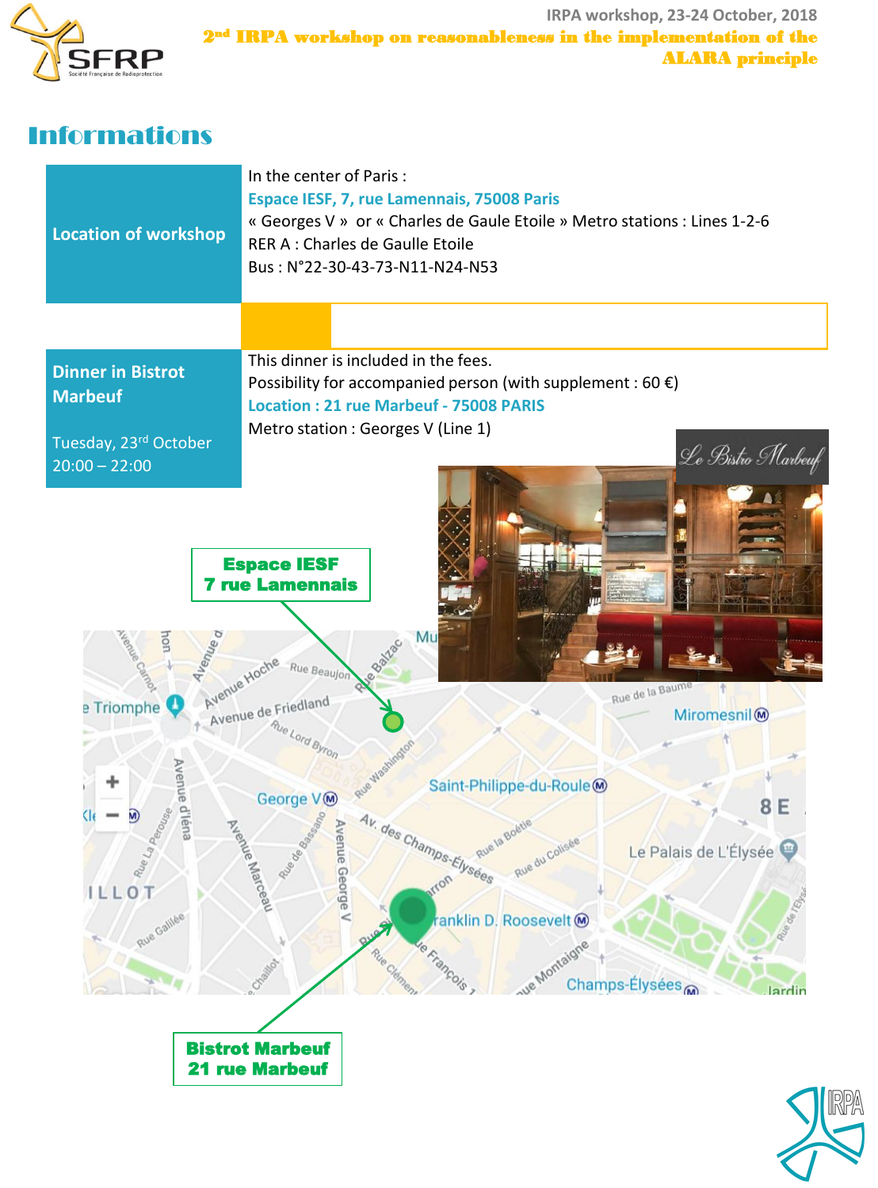# Informations

| | |
|---|---|
| **Location of workshop** | In the center of Paris :<br>**Espace IESF, 7, rue Lamennais, 75008 Paris**<br>« Georges V » or « Charles de Gaule Etoile » Metro stations : Lines 1-2-6<br>RER A : Charles de Gaulle Etoile<br>Bus : N°22-30-43-73-N11-N24-N53 |
| **Dinner in Bistrot Marbeuf**<br><br>Tuesday, 23rd October<br>20:00 – 22:00 | This dinner is included in the fees.<br>Possibility for accompanied person (with supplement : 60 €)<br>**Location : 21 rue Marbeuf - 75008 PARIS**<br>Metro station : Georges V (Line 1) |

**Espace IESF**
**7 rue Lamennais**

**Bistrot Marbeuf**
**21 rue Marbeuf**